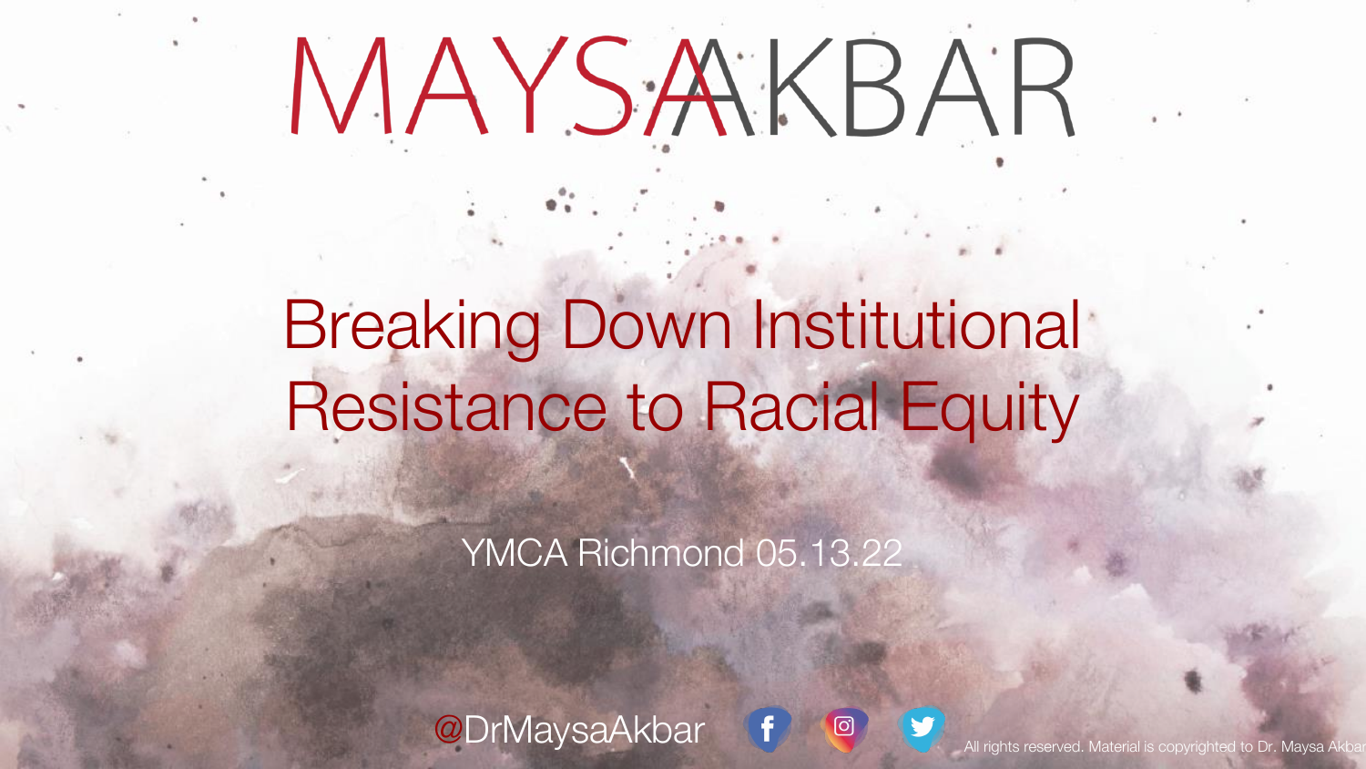# MAYSA AKBAR

## Breaking Down Institutional Resistance to Racial Equity

YMCA Richmond 05.13.22

@DrMaysaAkbar

All rights reserved. Material is copyrighted to Dr. Maysa Akbar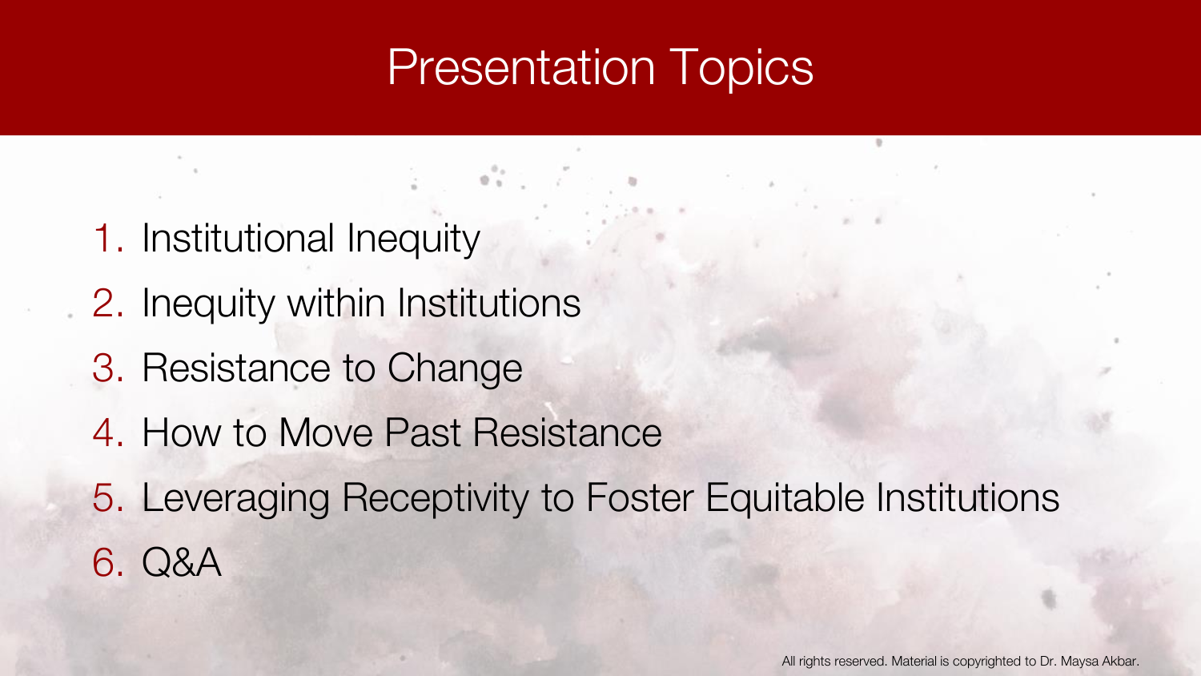# Presentation Topics

1. Institutional Inequity
2. Inequity within Institutions
3. Resistance to Change
4. How to Move Past Resistance
5. Leveraging Receptivity to Foster Equitable Institutions
6. Q&A

All rights reserved. Material is copyrighted to Dr. Maysa Akbar.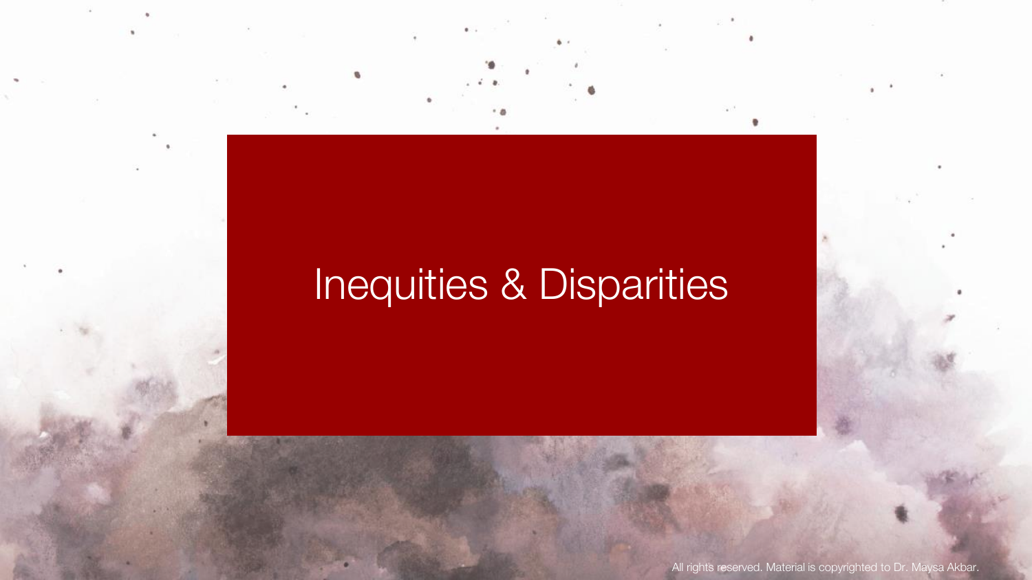# Inequities & Disparities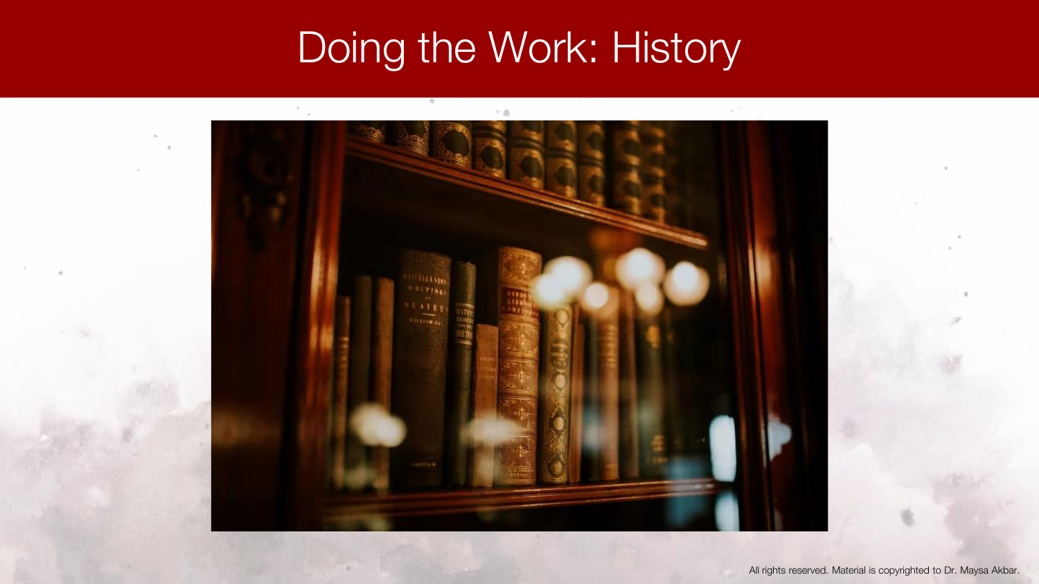# Doing the Work: History

All rights reserved. Material is copyrighted to Dr. Maysa Akbar.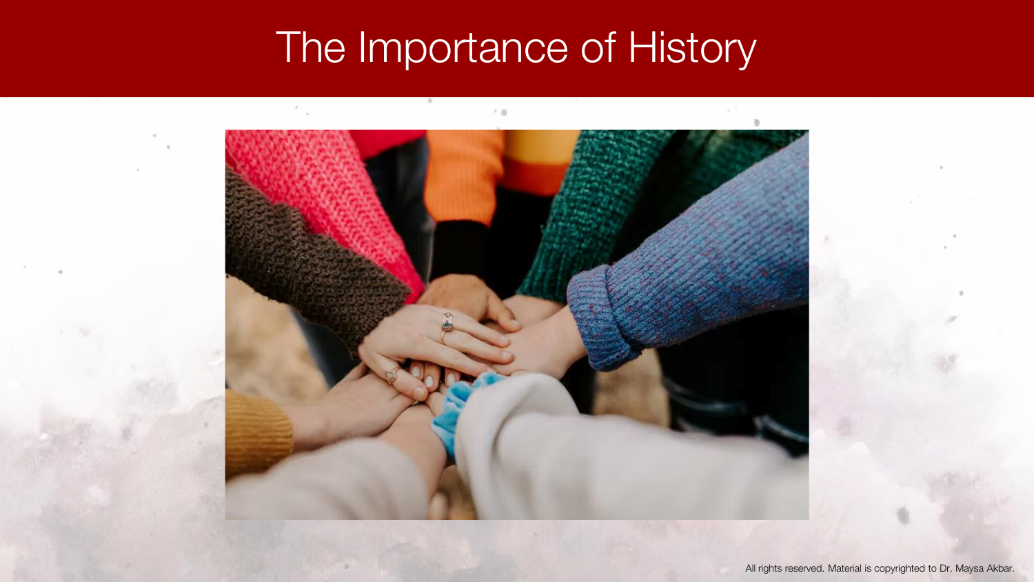# The Importance of History

All rights reserved. Material is copyrighted to Dr. Maysa Akbar.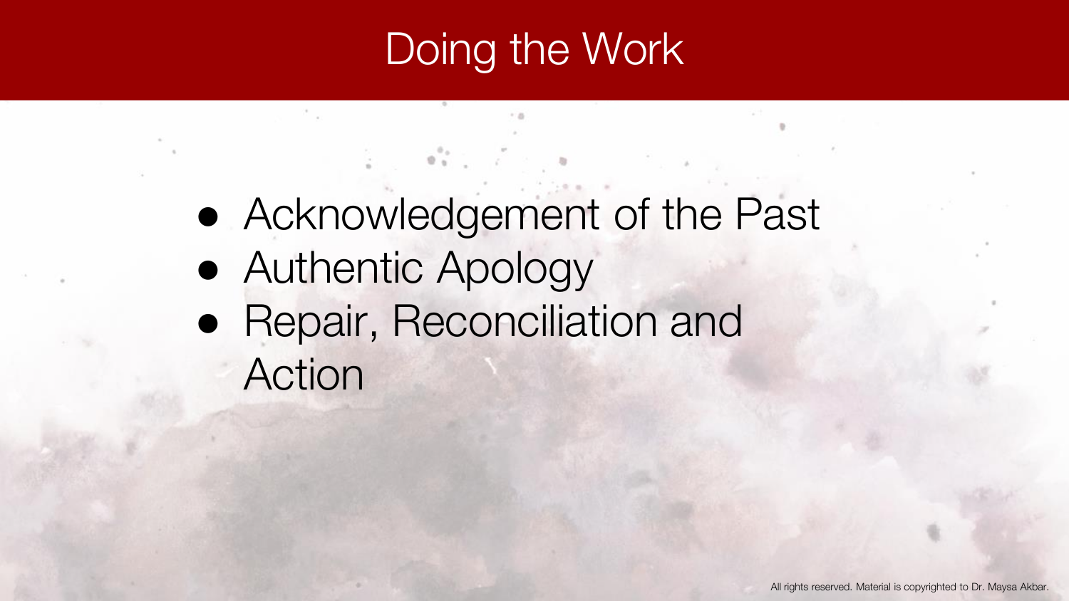# Doing the Work

- Acknowledgement of the Past
- Authentic Apology
- Repair, Reconciliation and Action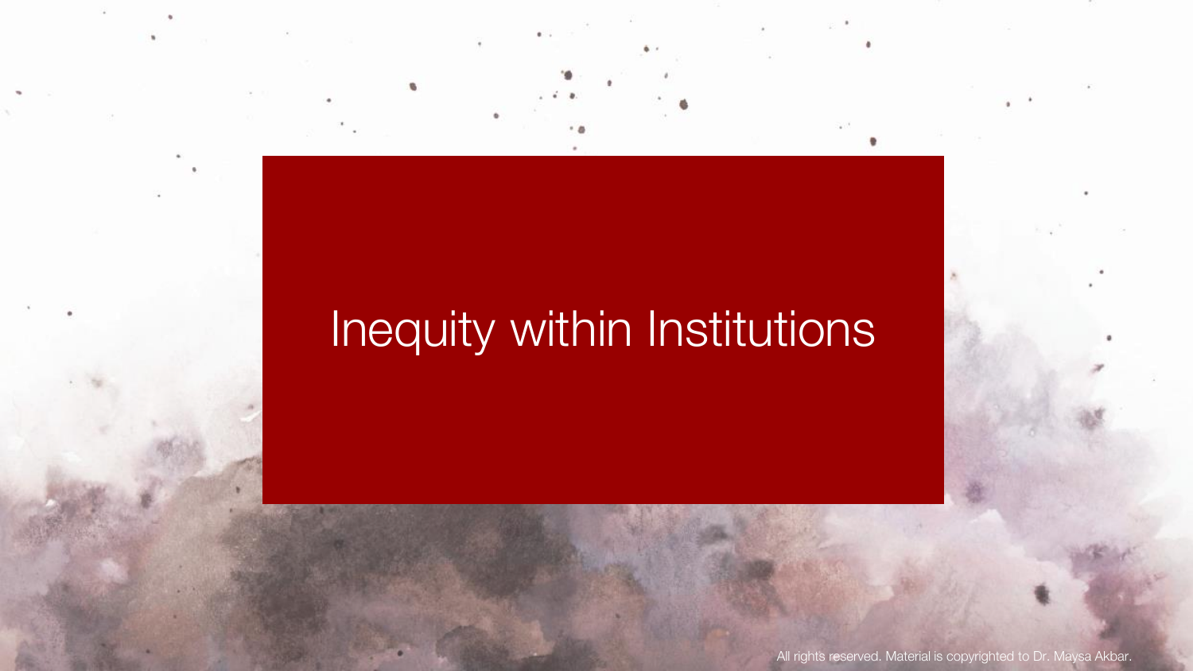# Inequity within Institutions

All rights reserved. Material is copyrighted to Dr. Maysa Akbar.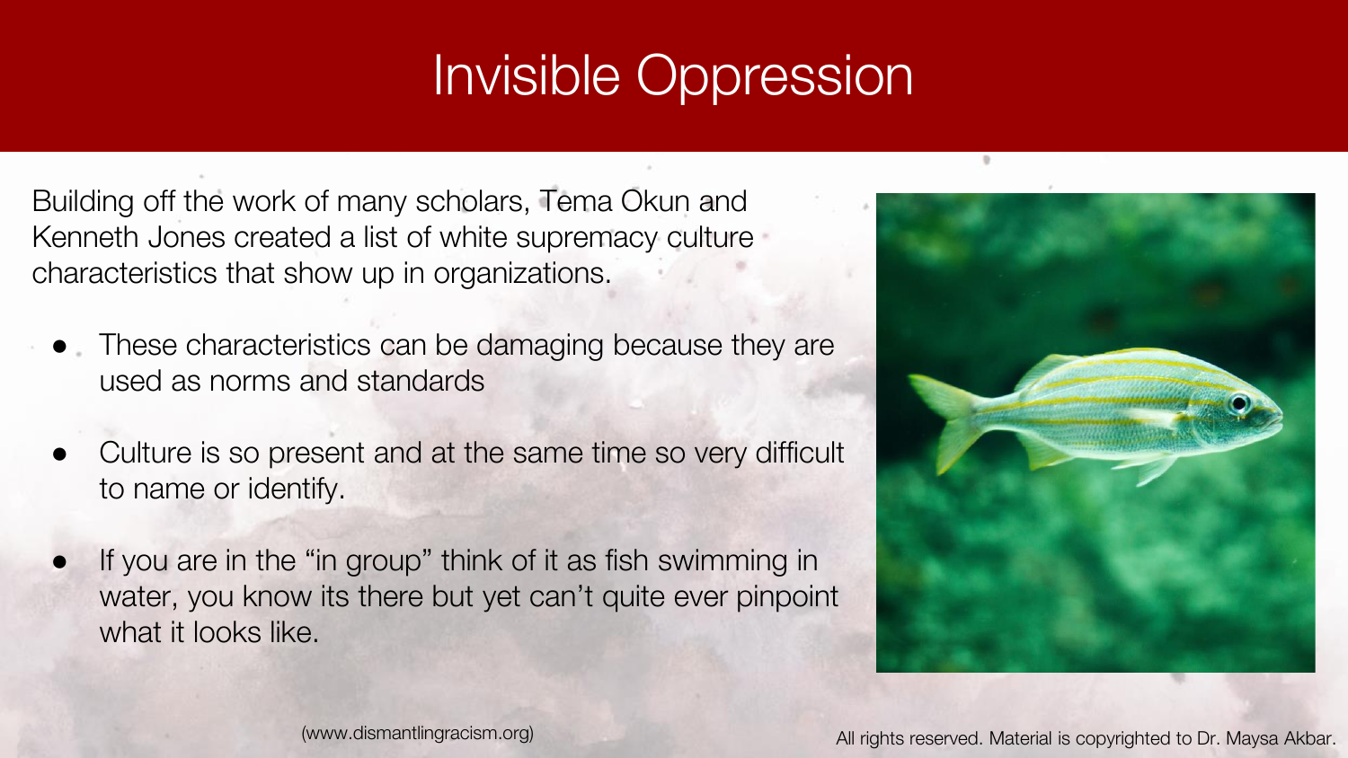# Invisible Oppression

Building off the work of many scholars, Tema Okun and Kenneth Jones created a list of white supremacy culture characteristics that show up in organizations.

- These characteristics can be damaging because they are used as norms and standards
- Culture is so present and at the same time so very difficult to name or identify.
- If you are in the "in group" think of it as fish swimming in water, you know its there but yet can't quite ever pinpoint what it looks like.

(www.dismantlingracism.org)

All rights reserved. Material is copyrighted to Dr. Maysa Akbar.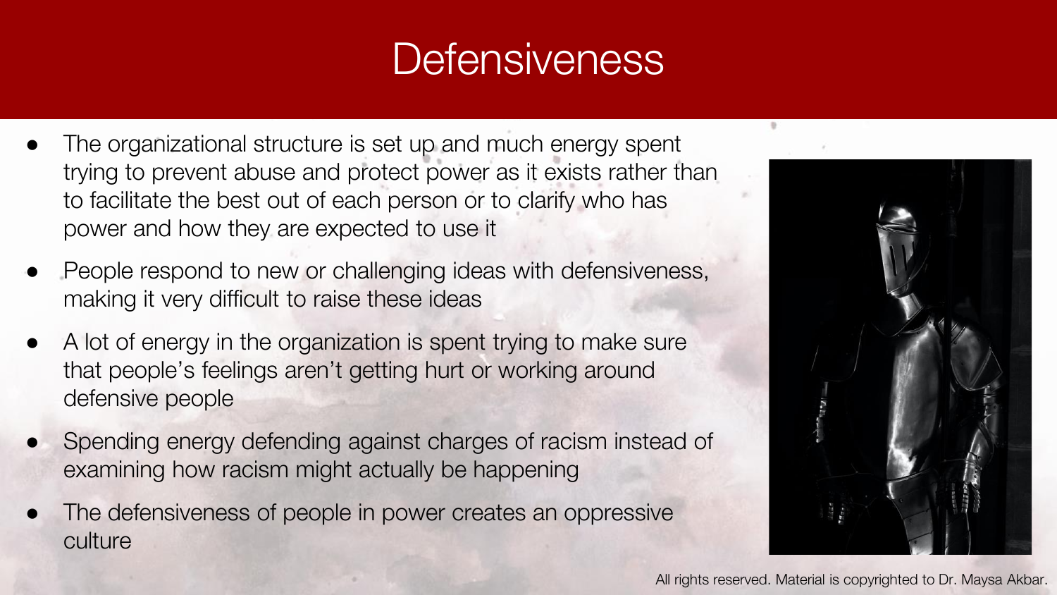# Defensiveness

- The organizational structure is set up and much energy spent trying to prevent abuse and protect power as it exists rather than to facilitate the best out of each person or to clarify who has power and how they are expected to use it
- People respond to new or challenging ideas with defensiveness, making it very difficult to raise these ideas
- A lot of energy in the organization is spent trying to make sure that people's feelings aren't getting hurt or working around defensive people
- Spending energy defending against charges of racism instead of examining how racism might actually be happening
- The defensiveness of people in power creates an oppressive culture

All rights reserved. Material is copyrighted to Dr. Maysa Akbar.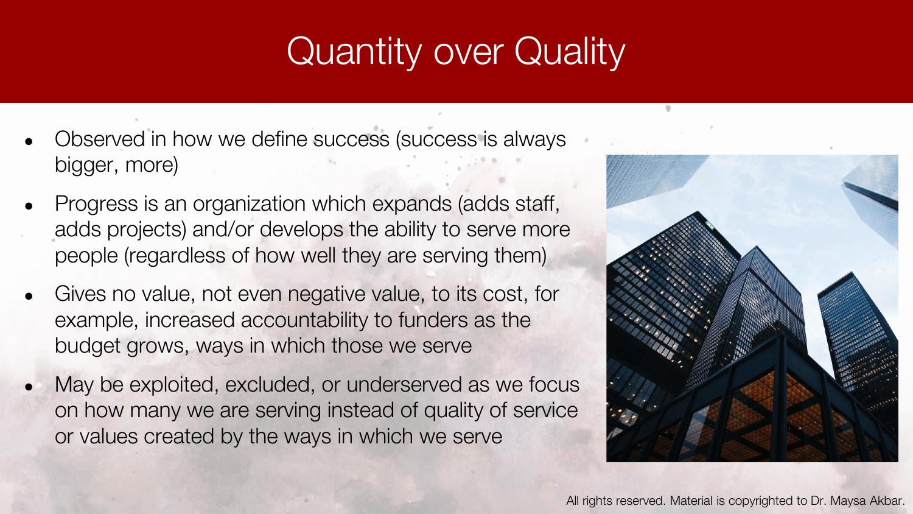# Quantity over Quality

- Observed in how we define success (success is always bigger, more)
- Progress is an organization which expands (adds staff, adds projects) and/or develops the ability to serve more people (regardless of how well they are serving them)
- Gives no value, not even negative value, to its cost, for example, increased accountability to funders as the budget grows, ways in which those we serve
- May be exploited, excluded, or underserved as we focus on how many we are serving instead of quality of service or values created by the ways in which we serve

All rights reserved. Material is copyrighted to Dr. Maysa Akbar.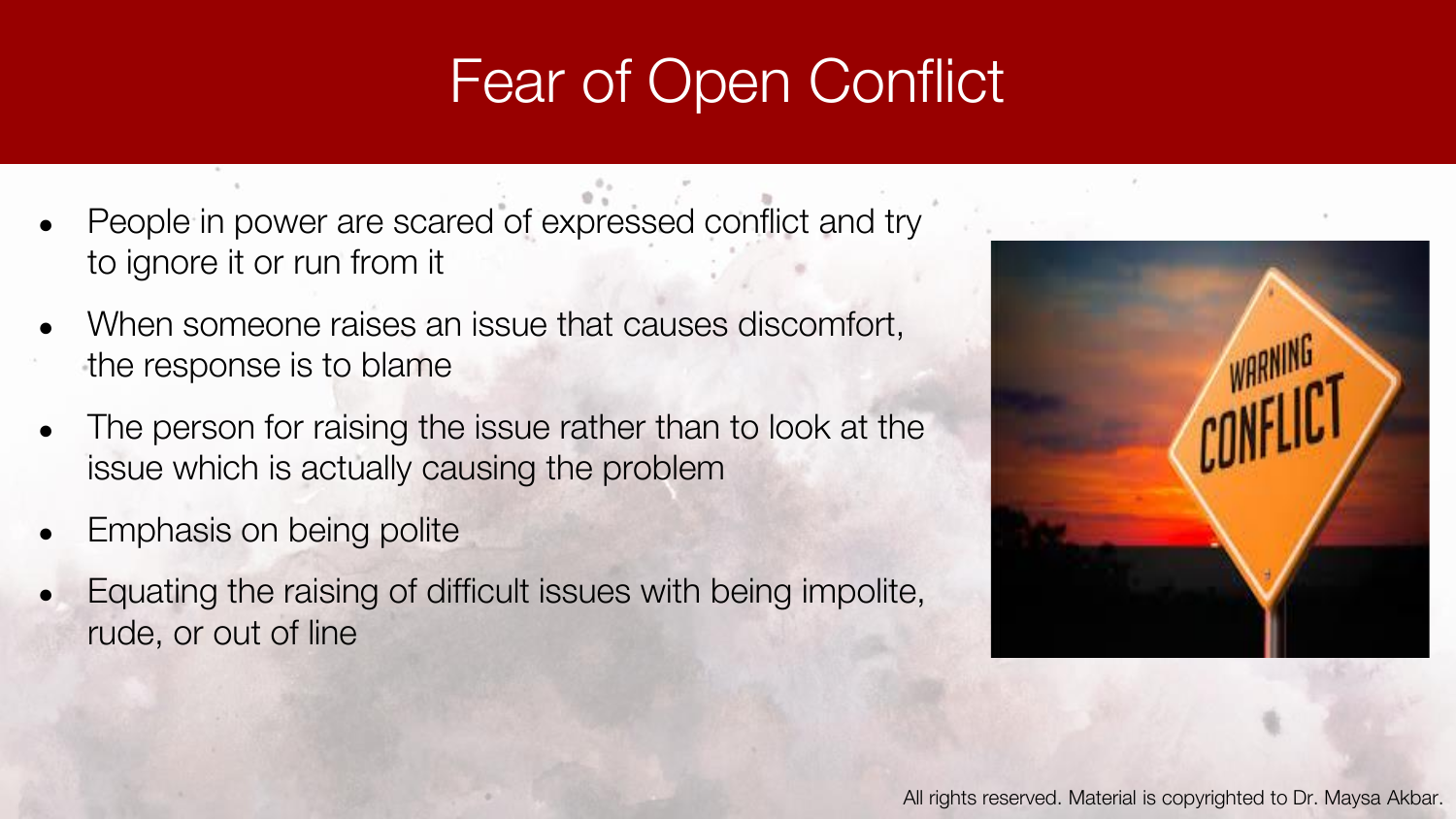# Fear of Open Conflict

- People in power are scared of expressed conflict and try to ignore it or run from it
- When someone raises an issue that causes discomfort, the response is to blame
- The person for raising the issue rather than to look at the issue which is actually causing the problem
- Emphasis on being polite
- Equating the raising of difficult issues with being impolite, rude, or out of line

All rights reserved. Material is copyrighted to Dr. Maysa Akbar.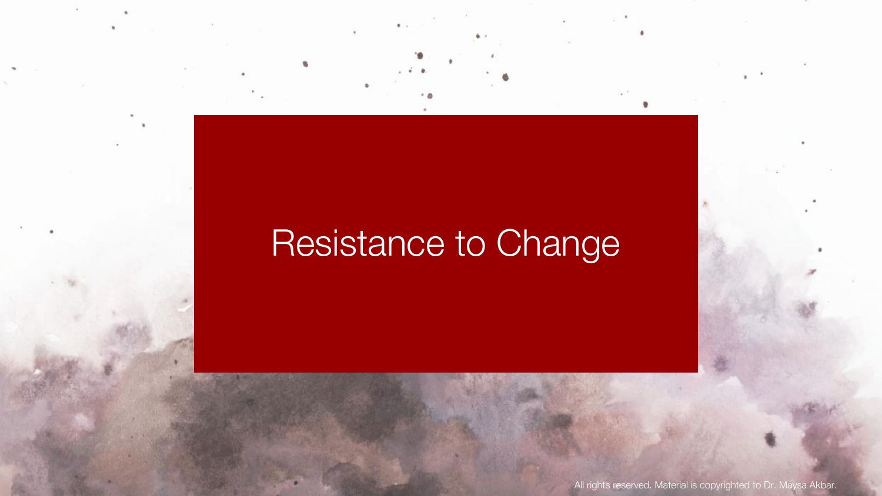# Resistance to Change

All rights reserved. Material is copyrighted to Dr. Maysa Akbar.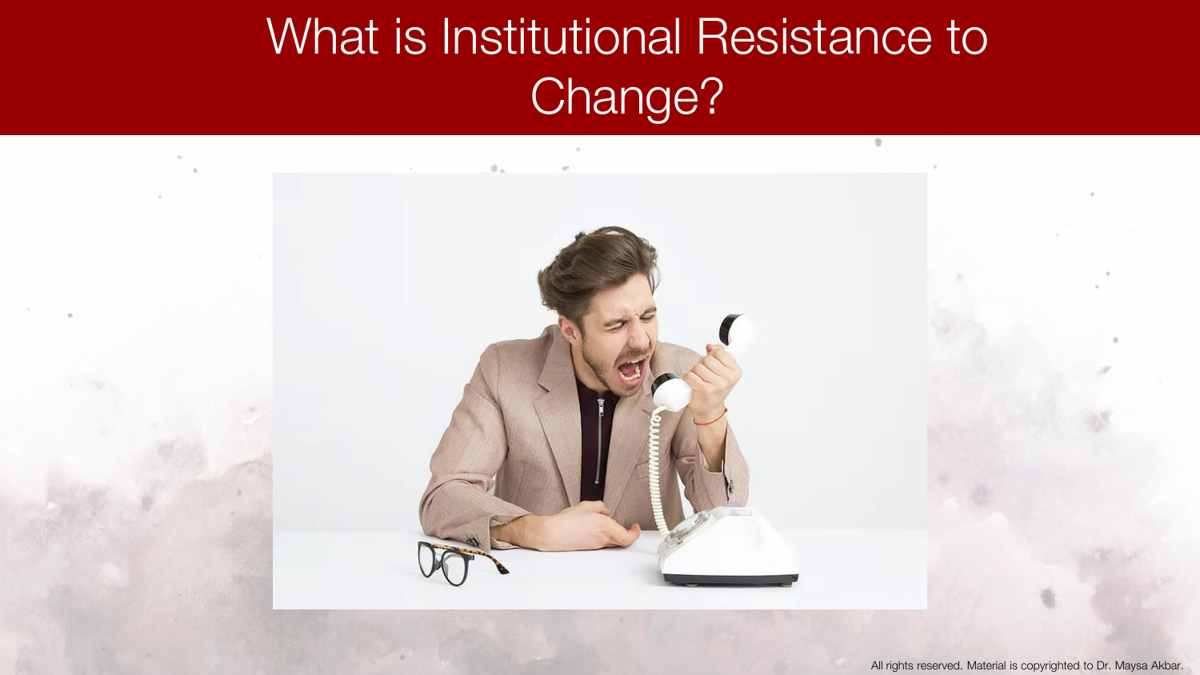# What is Institutional Resistance to Change?

All rights reserved. Material is copyrighted to Dr. Maysa Akbar.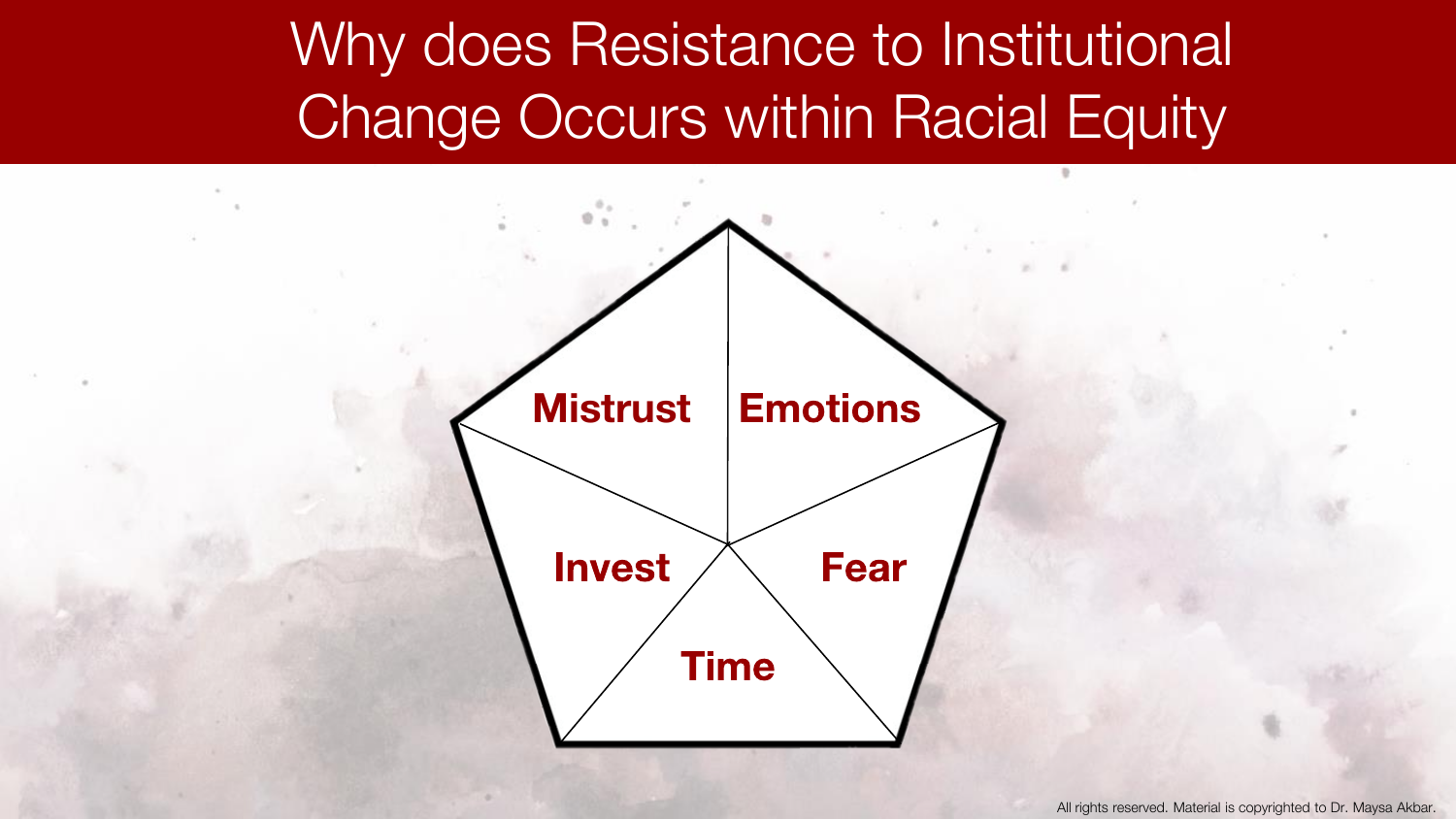# Why does Resistance to Institutional Change Occurs within Racial Equity

- Mistrust
- Emotions
- Invest
- Fear
- Time

All rights reserved. Material is copyrighted to Dr. Maysa Akbar.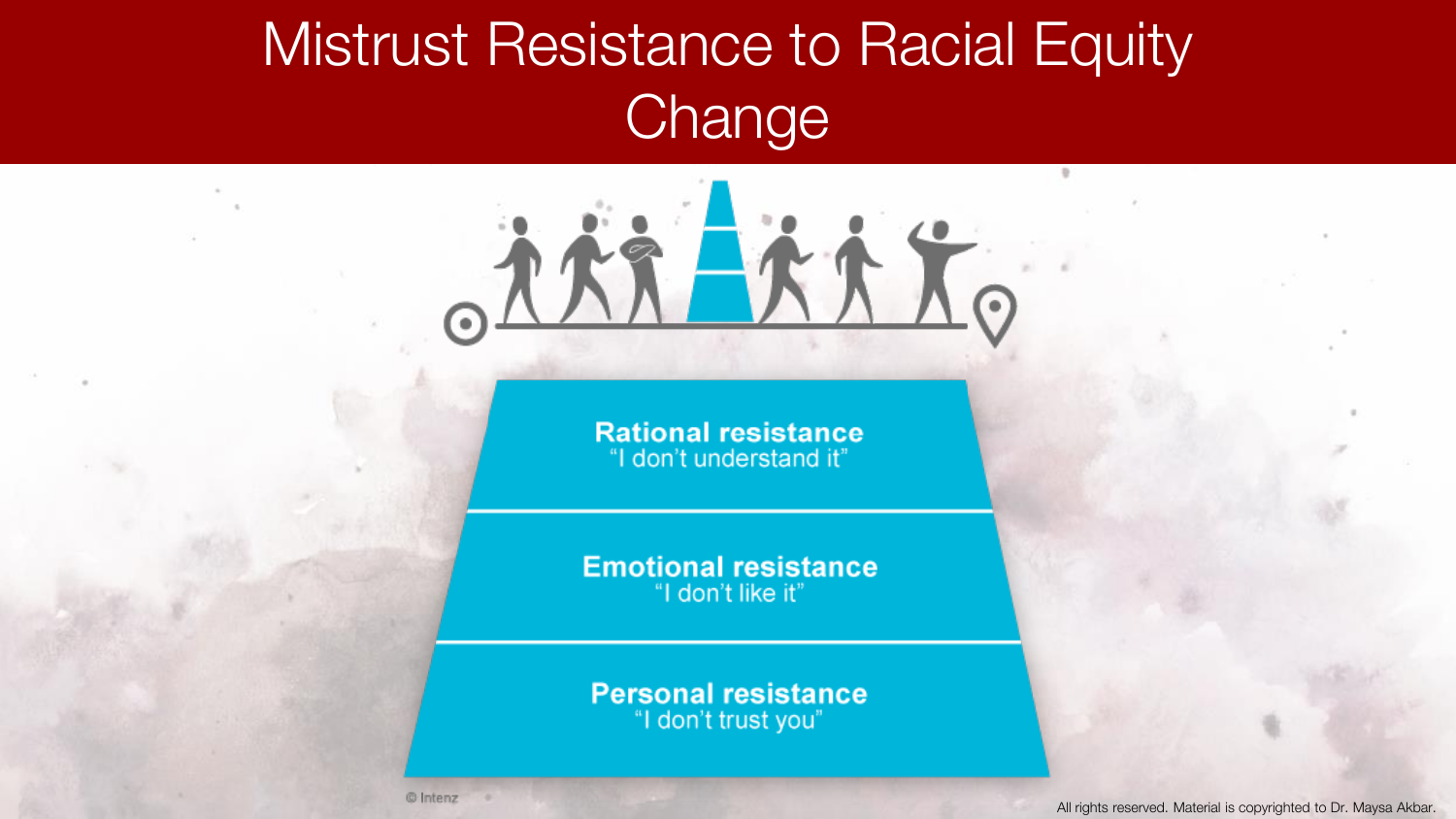# Mistrust Resistance to Racial Equity Change

**Rational resistance**
"I don't understand it"

**Emotional resistance**
"I don't like it"

**Personal resistance**
"I don't trust you"

© Intenz

All rights reserved. Material is copyrighted to Dr. Maysa Akbar.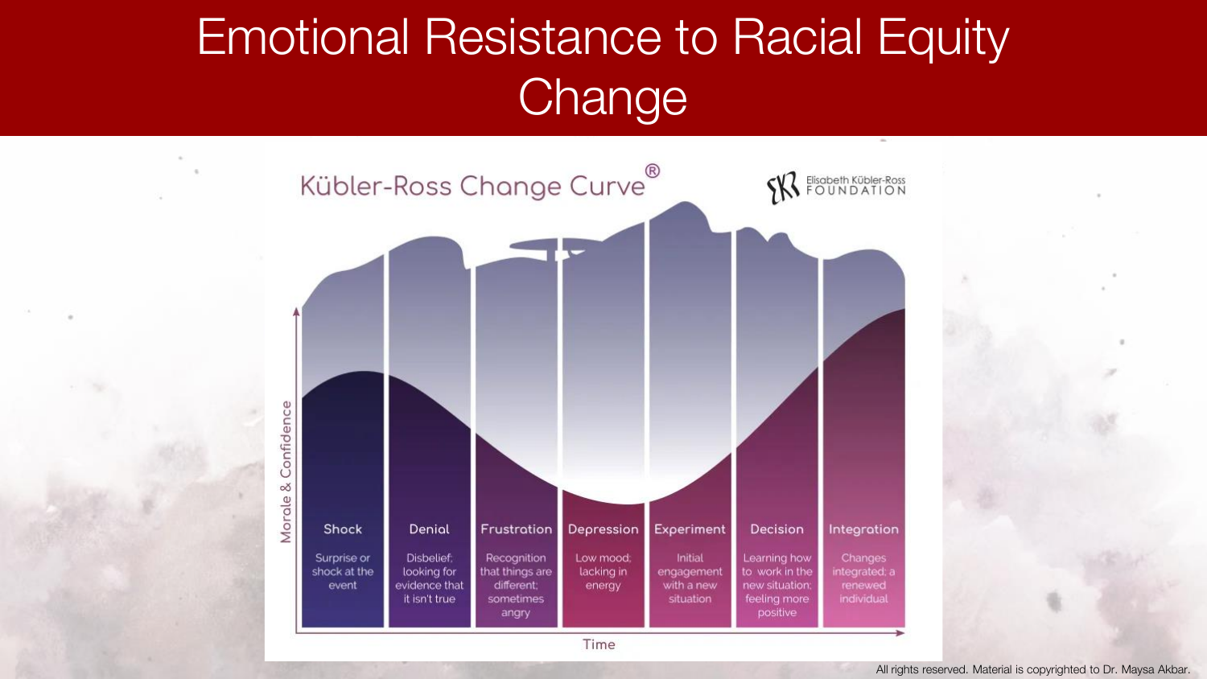# Emotional Resistance to Racial Equity Change

## Kübler-Ross Change Curve®

Elisabeth Kübler-Ross FOUNDATION

Morale & Confidence

| Shock | Denial | Frustration | Depression | Experiment | Decision | Integration |
|---|---|---|---|---|---|---|
| Surprise or shock at the event | Disbelief; looking for evidence that it isn't true | Recognition that things are different; sometimes angry | Low mood; lacking in energy | Initial engagement with a new situation | Learning how to work in the new situation; feeling more positive | Changes integrated; a renewed individual |

Time

All rights reserved. Material is copyrighted to Dr. Maysa Akbar.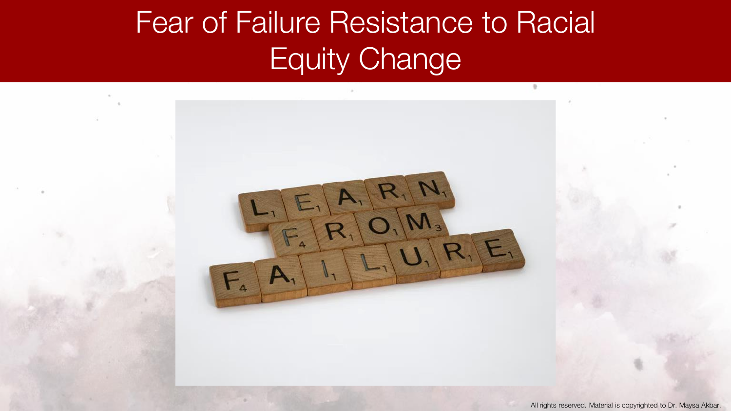# Fear of Failure Resistance to Racial Equity Change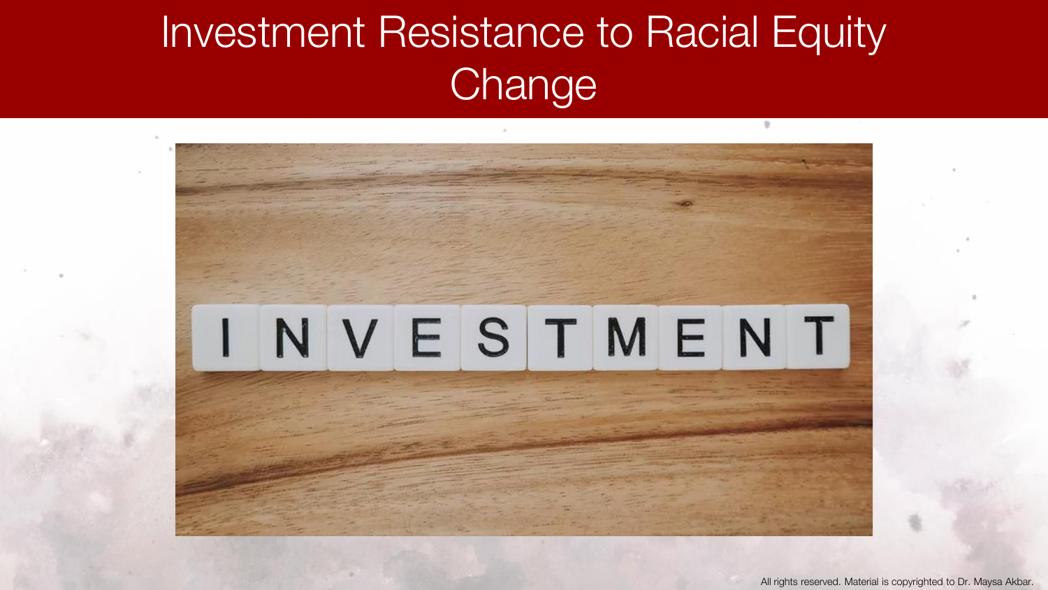# Investment Resistance to Racial Equity Change

INVESTMENT

All rights reserved. Material is copyrighted to Dr. Maysa Akbar.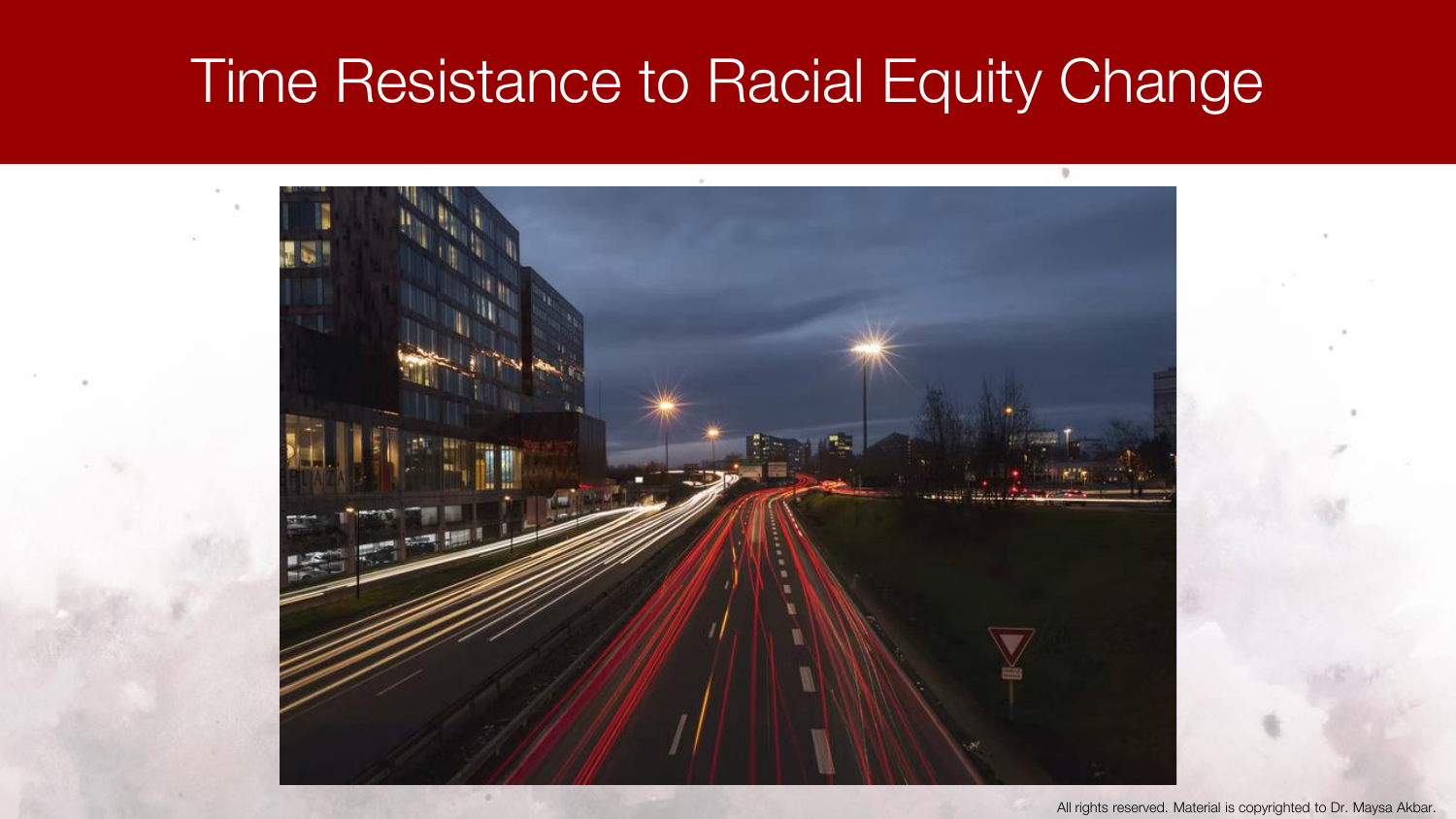# Time Resistance to Racial Equity Change

All rights reserved. Material is copyrighted to Dr. Maysa Akbar.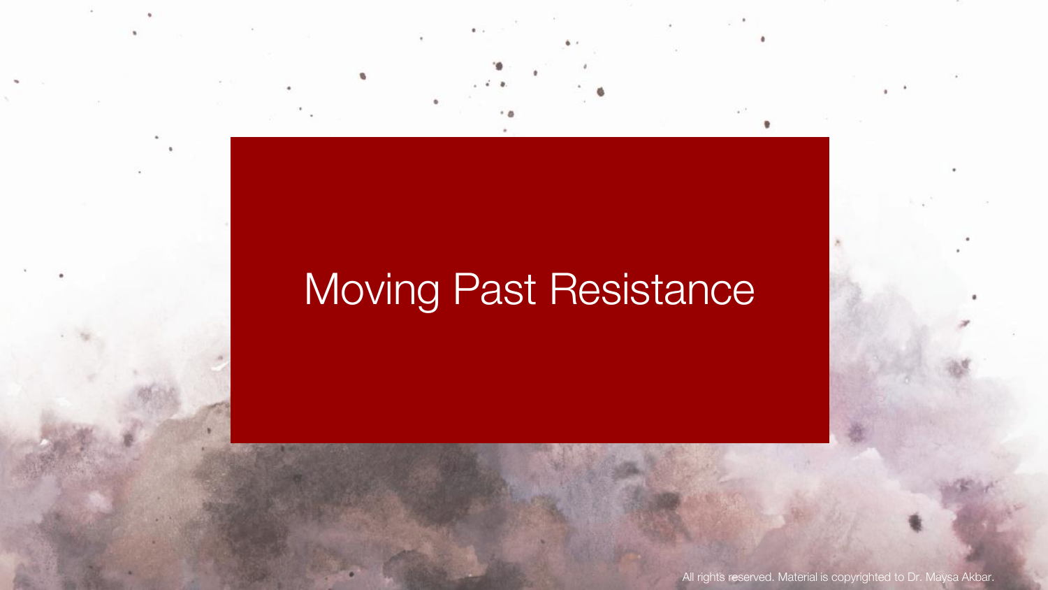# Moving Past Resistance

All rights reserved. Material is copyrighted to Dr. Maysa Akbar.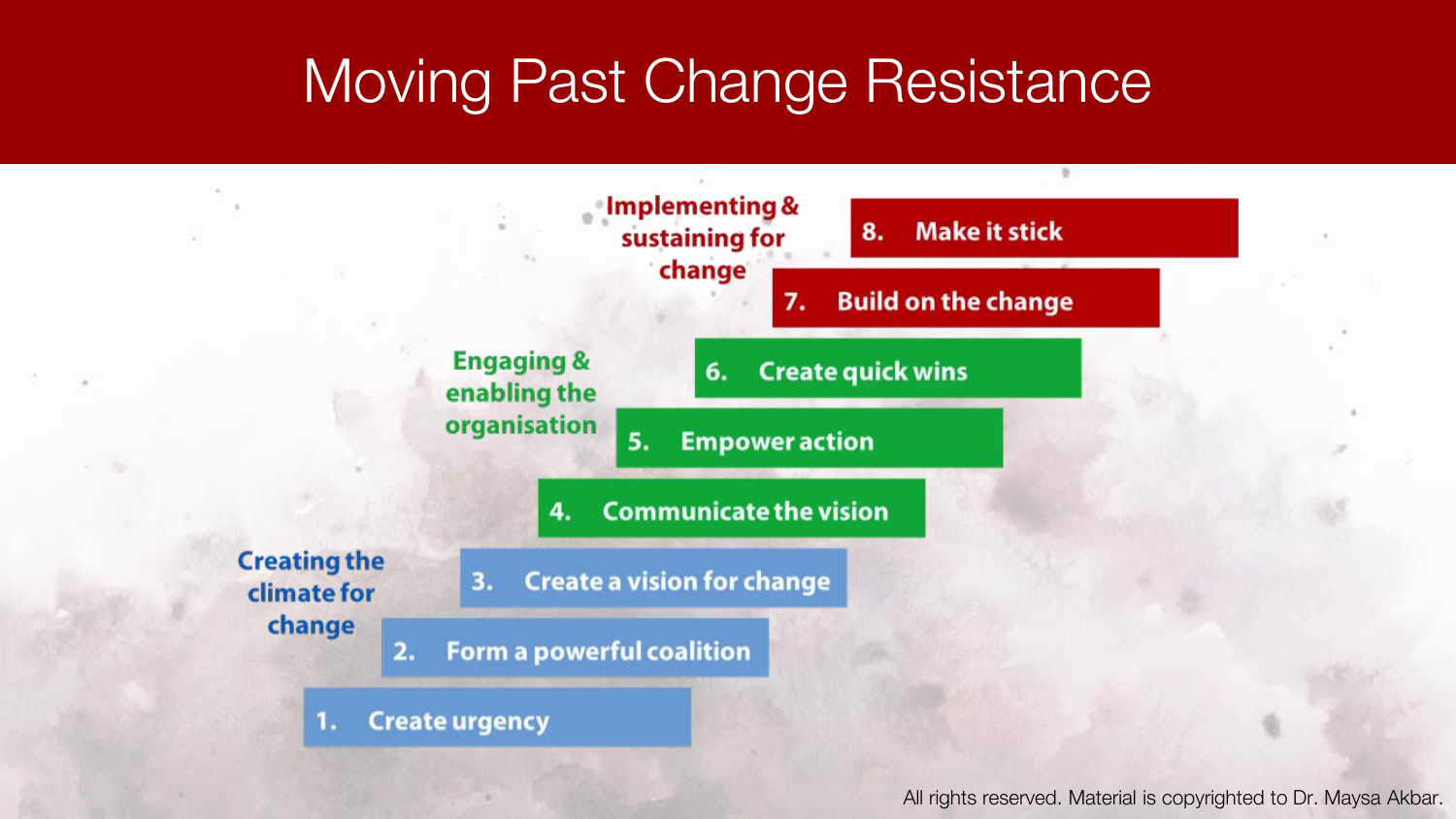# Moving Past Change Resistance

**Creating the climate for change**

1. Create urgency
2. Form a powerful coalition
3. Create a vision for change

**Engaging & enabling the organisation**

4. Communicate the vision
5. Empower action
6. Create quick wins

**Implementing & sustaining for change**

7. Build on the change
8. Make it stick

All rights reserved. Material is copyrighted to Dr. Maysa Akbar.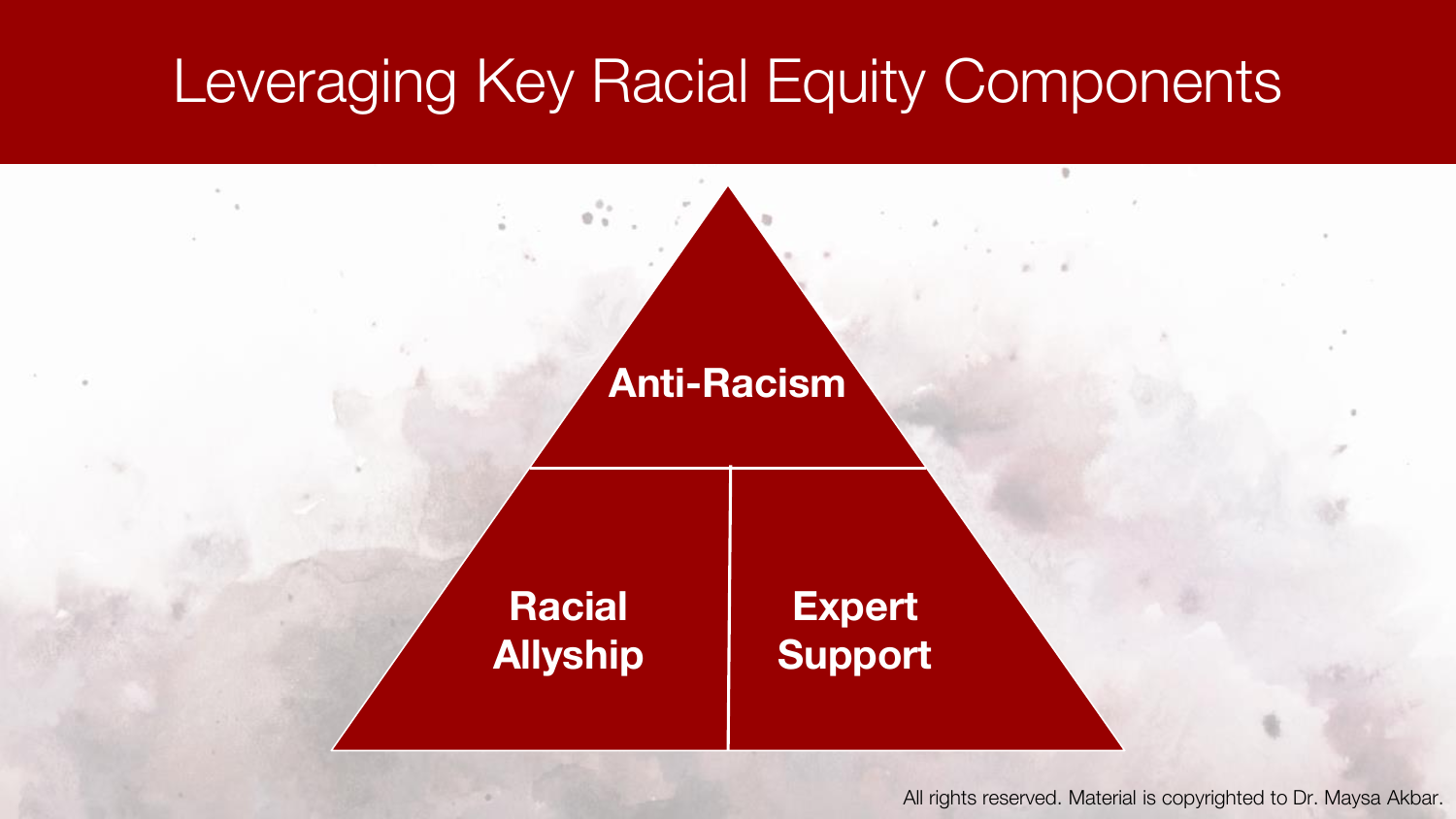# Leveraging Key Racial Equity Components

**Anti-Racism**

**Racial Allyship**

**Expert Support**

All rights reserved. Material is copyrighted to Dr. Maysa Akbar.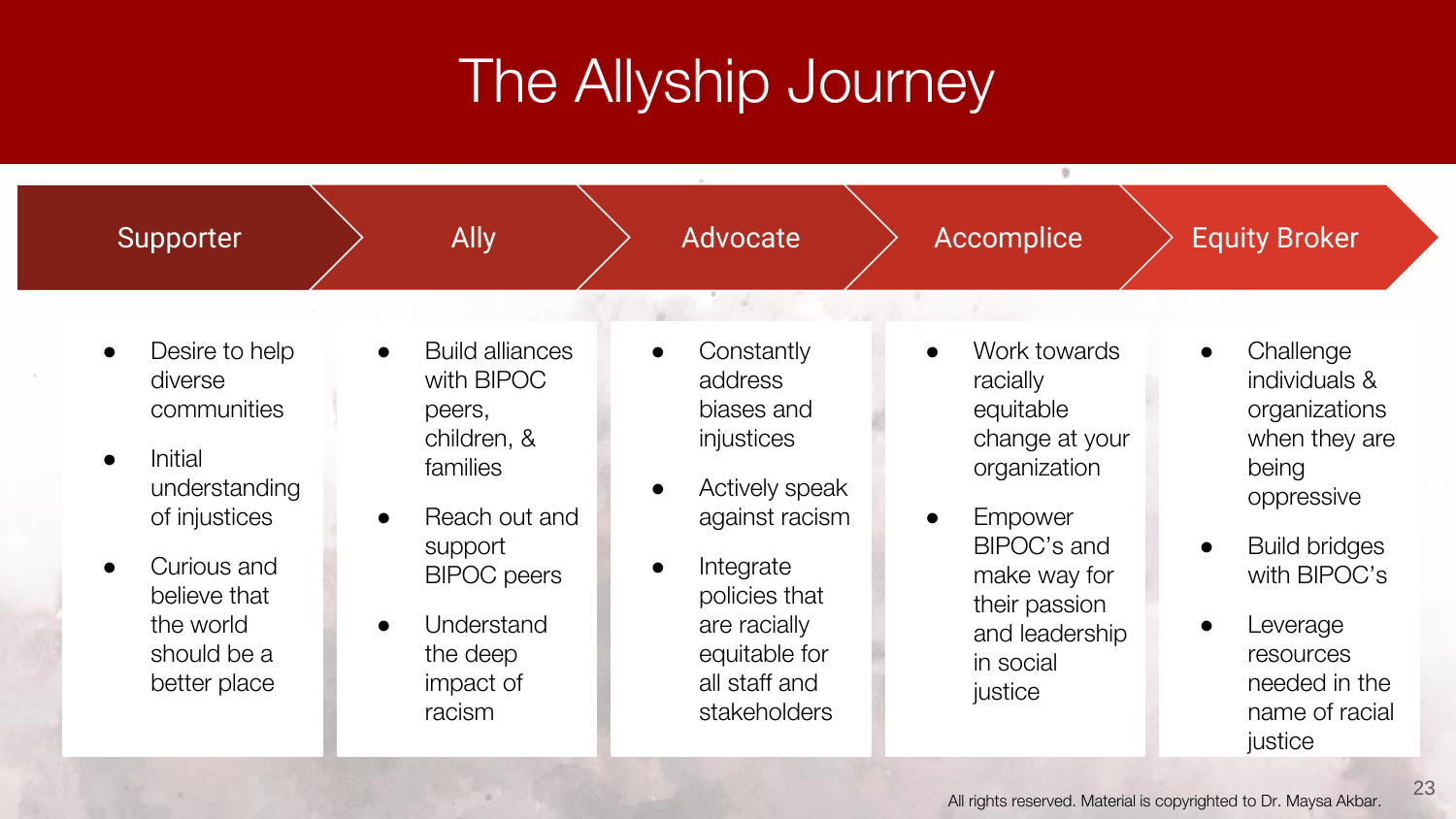# The Allyship Journey

## Supporter

- Desire to help diverse communities
- Initial understanding of injustices
- Curious and believe that the world should be a better place

## Ally

- Build alliances with BIPOC peers, children, & families
- Reach out and support BIPOC peers
- Understand the deep impact of racism

## Advocate

- Constantly address biases and injustices
- Actively speak against racism
- Integrate policies that are racially equitable for all staff and stakeholders

## Accomplice

- Work towards racially equitable change at your organization
- Empower BIPOC's and make way for their passion and leadership in social justice

## Equity Broker

- Challenge individuals & organizations when they are being oppressive
- Build bridges with BIPOC's
- Leverage resources needed in the name of racial justice

All rights reserved. Material is copyrighted to Dr. Maysa Akbar.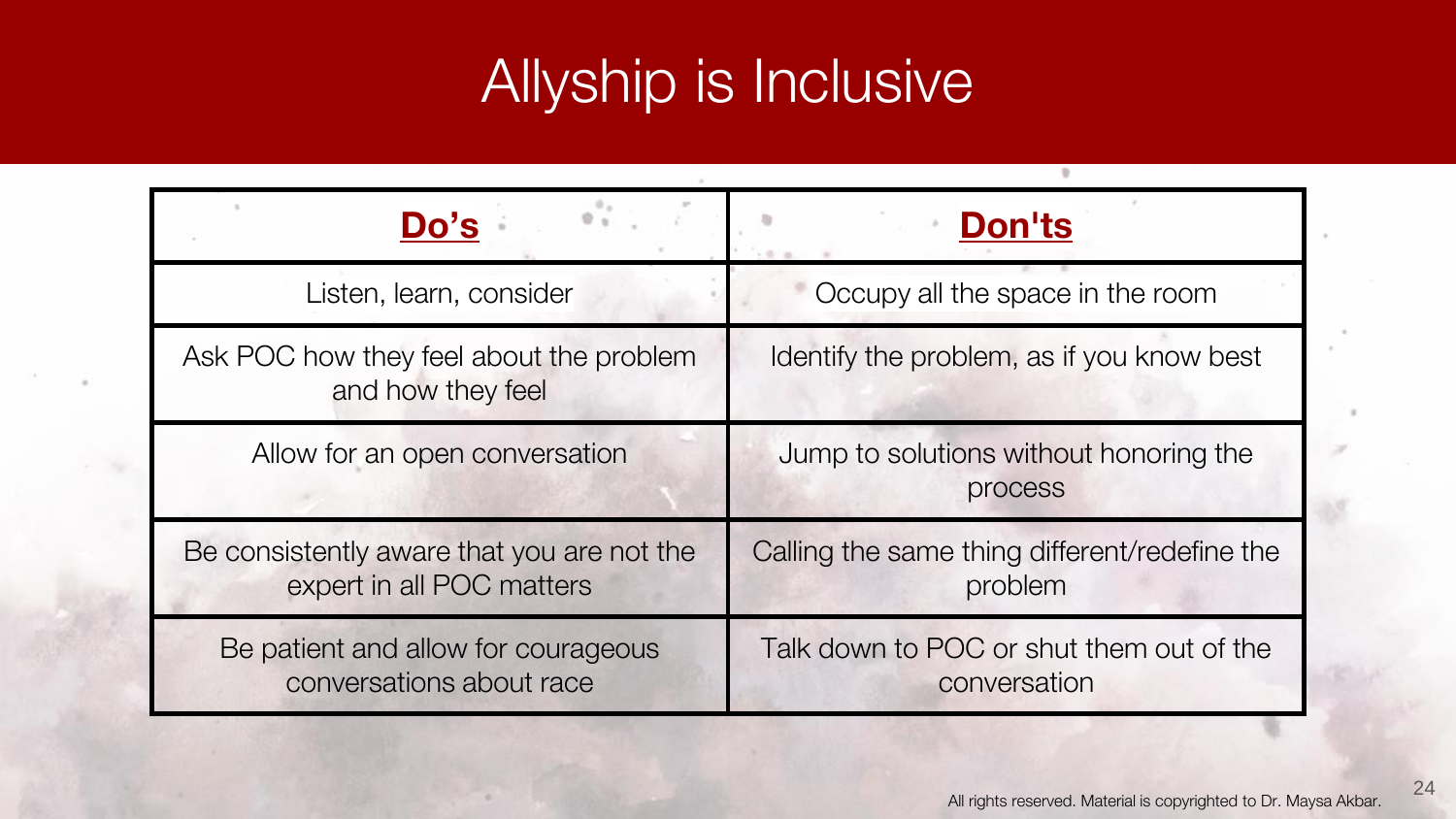# Allyship is Inclusive

| Do’s | Don'ts |
| --- | --- |
| Listen, learn, consider | Occupy all the space in the room |
| Ask POC how they feel about the problem and how they feel | Identify the problem, as if you know best |
| Allow for an open conversation | Jump to solutions without honoring the process |
| Be consistently aware that you are not the expert in all POC matters | Calling the same thing different/redefine the problem |
| Be patient and allow for courageous conversations about race | Talk down to POC or shut them out of the conversation |

All rights reserved. Material is copyrighted to Dr. Maysa Akbar.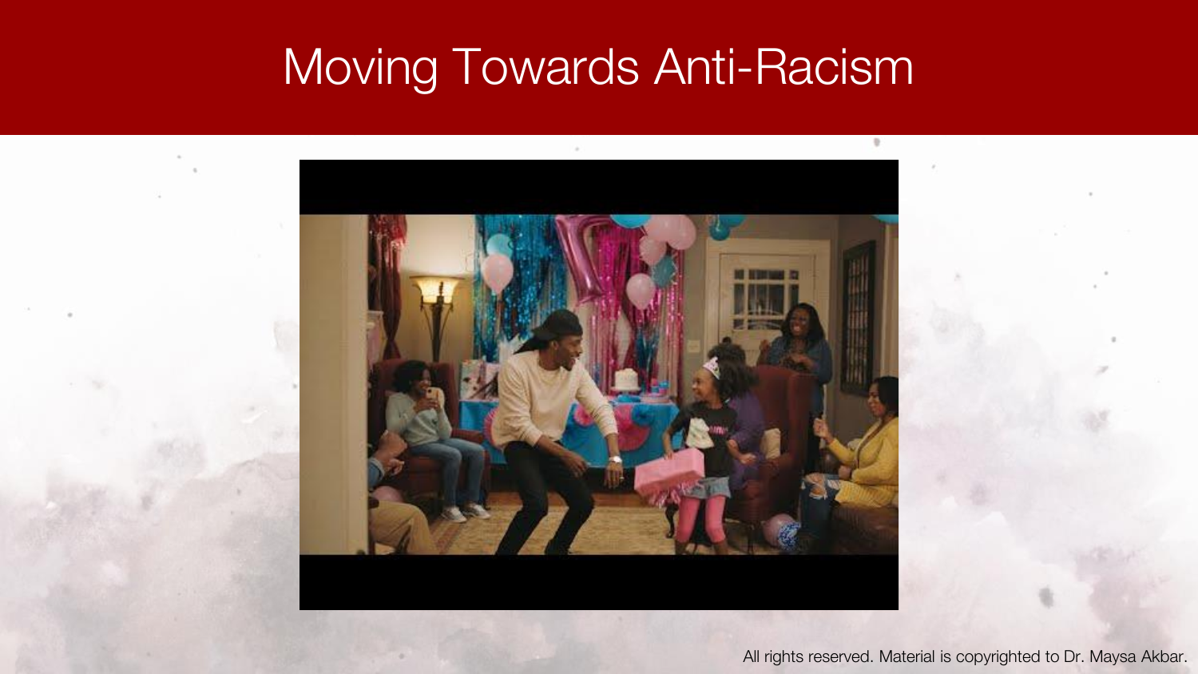# Moving Towards Anti-Racism

All rights reserved. Material is copyrighted to Dr. Maysa Akbar.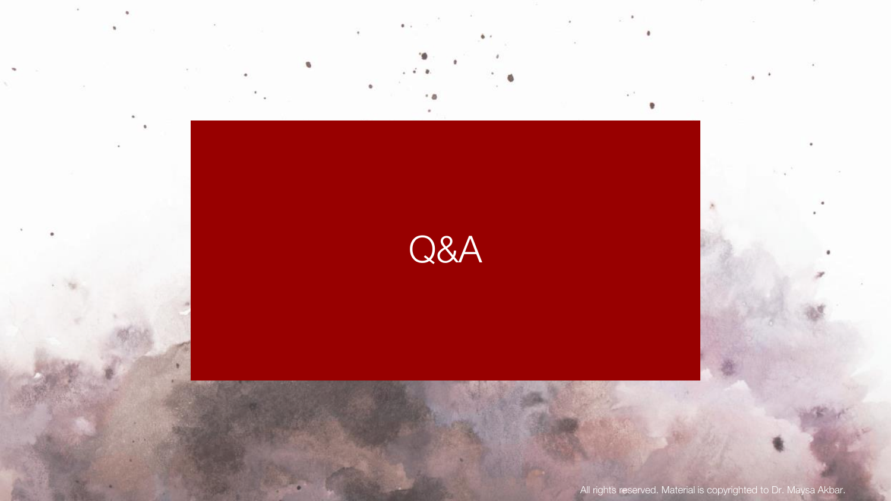# Q&A

All rights reserved. Material is copyrighted to Dr. Maysa Akbar.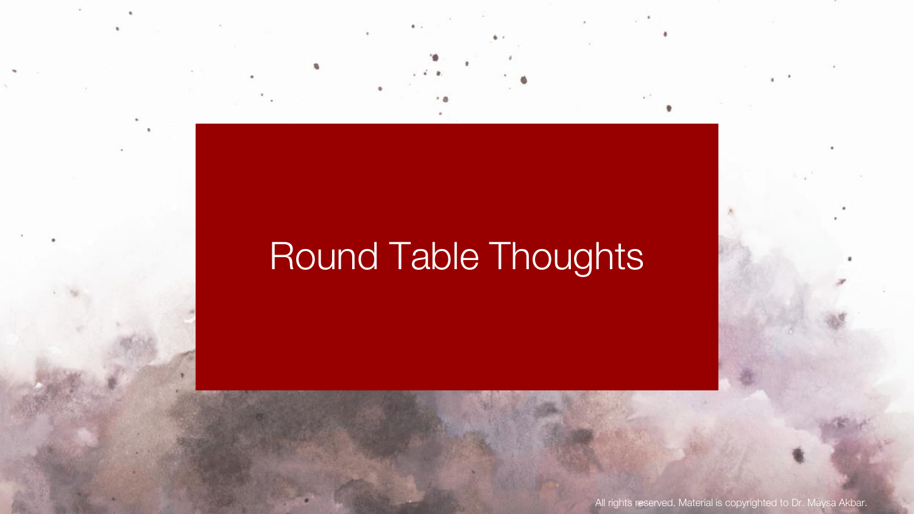# Round Table Thoughts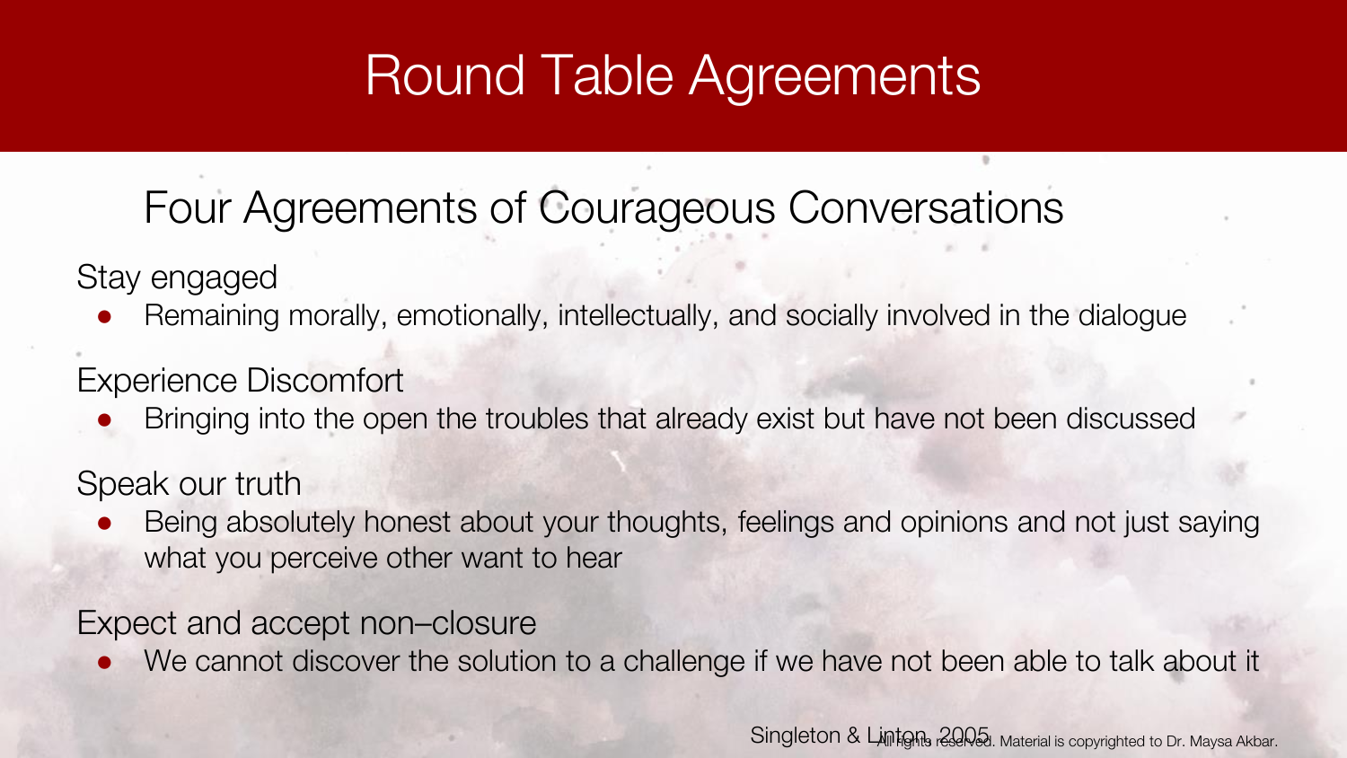# Round Table Agreements

## Four Agreements of Courageous Conversations

Stay engaged

- Remaining morally, emotionally, intellectually, and socially involved in the dialogue

Experience Discomfort

- Bringing into the open the troubles that already exist but have not been discussed

Speak our truth

- Being absolutely honest about your thoughts, feelings and opinions and not just saying what you perceive other want to hear

Expect and accept non–closure

- We cannot discover the solution to a challenge if we have not been able to talk about it

Singleton & Linton, 2005

All rights reserved. Material is copyrighted to Dr. Maysa Akbar.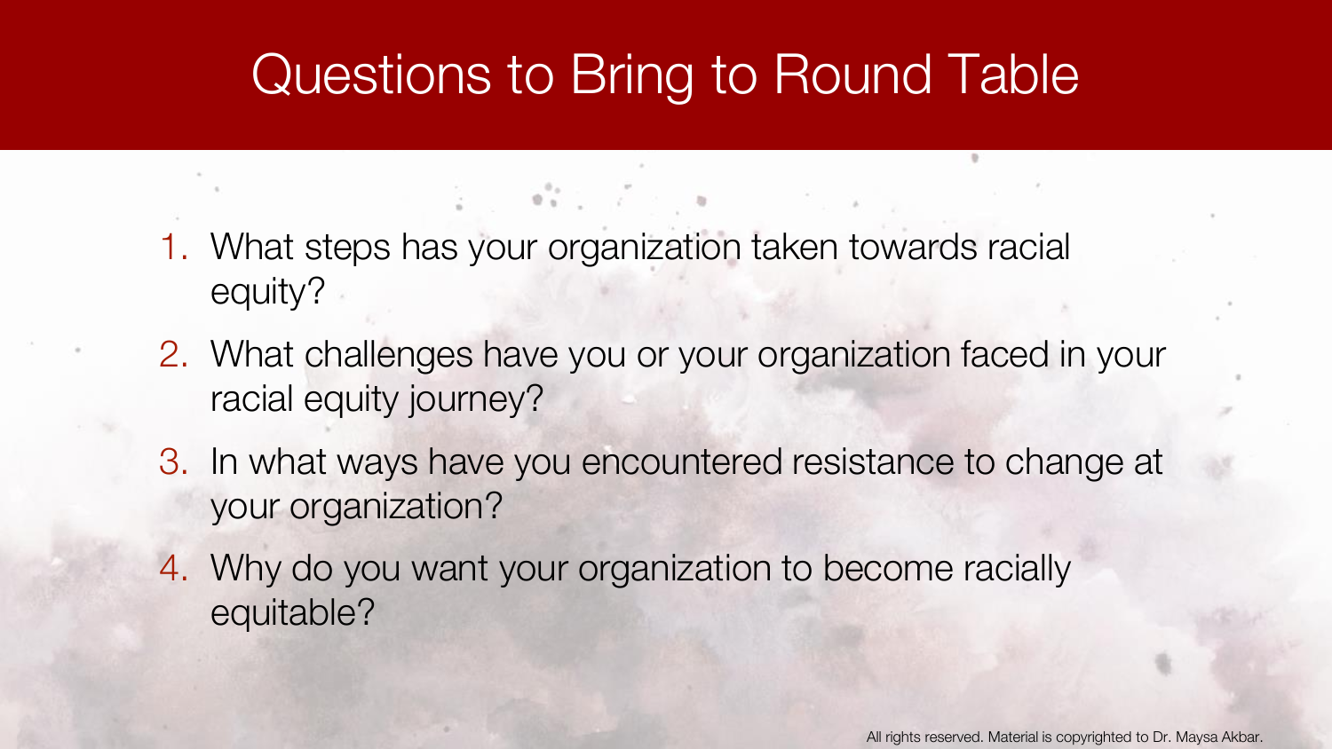# Questions to Bring to Round Table

1. What steps has your organization taken towards racial equity?
2. What challenges have you or your organization faced in your racial equity journey?
3. In what ways have you encountered resistance to change at your organization?
4. Why do you want your organization to become racially equitable?

All rights reserved. Material is copyrighted to Dr. Maysa Akbar.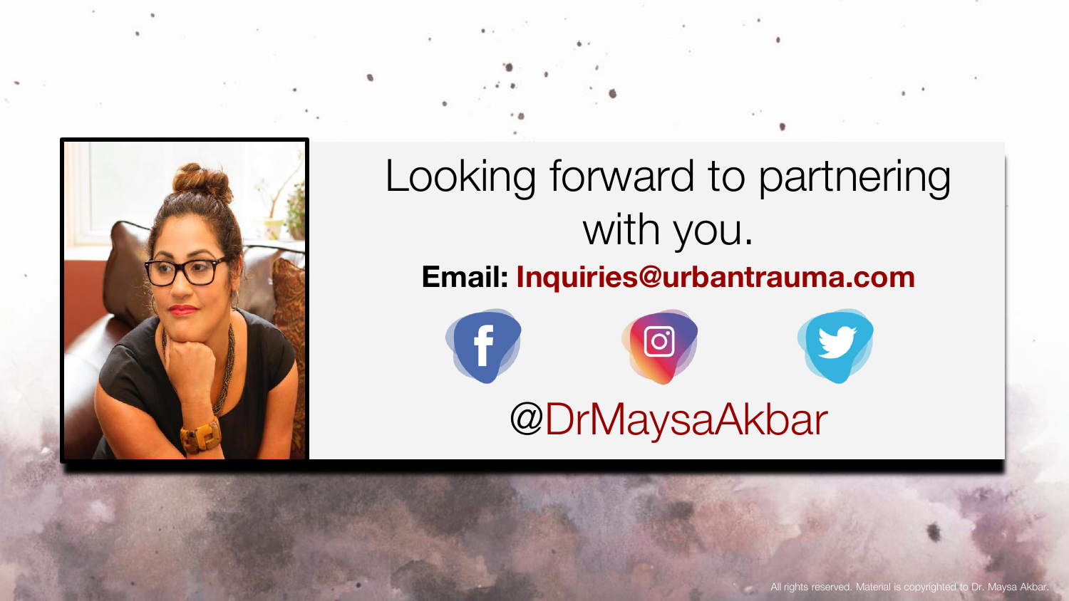# Looking forward to partnering with you.

**Email: Inquiries@urbantrauma.com**

@DrMaysaAkbar

All rights reserved. Material is copyrighted to Dr. Maysa Akbar.